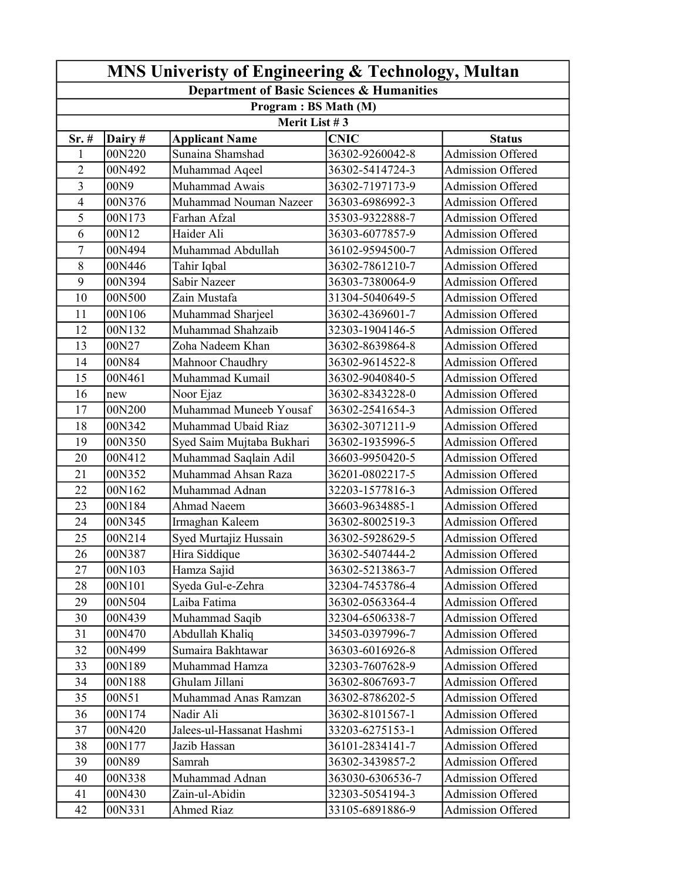# MNS Univeristy of Engineering & Technology, Multan

## Department of Basic Sciences & Humanities

### Program : BS Math (M)

### Merit List # 3

| Sr. # | Dairy # | Applicant Name | CNIC | Status |
|---|---|---|---|---|
| 1 | 00N220 | Sunaina Shamshad | 36302-9260042-8 | Admission Offered |
| 2 | 00N492 | Muhammad Aqeel | 36302-5414724-3 | Admission Offered |
| 3 | 00N9 | Muhammad Awais | 36302-7197173-9 | Admission Offered |
| 4 | 00N376 | Muhammad Nouman Nazeer | 36303-6986992-3 | Admission Offered |
| 5 | 00N173 | Farhan Afzal | 35303-9322888-7 | Admission Offered |
| 6 | 00N12 | Haider Ali | 36303-6077857-9 | Admission Offered |
| 7 | 00N494 | Muhammad Abdullah | 36102-9594500-7 | Admission Offered |
| 8 | 00N446 | Tahir Iqbal | 36302-7861210-7 | Admission Offered |
| 9 | 00N394 | Sabir Nazeer | 36303-7380064-9 | Admission Offered |
| 10 | 00N500 | Zain Mustafa | 31304-5040649-5 | Admission Offered |
| 11 | 00N106 | Muhammad Sharjeel | 36302-4369601-7 | Admission Offered |
| 12 | 00N132 | Muhammad Shahzaib | 32303-1904146-5 | Admission Offered |
| 13 | 00N27 | Zoha Nadeem Khan | 36302-8639864-8 | Admission Offered |
| 14 | 00N84 | Mahnoor Chaudhry | 36302-9614522-8 | Admission Offered |
| 15 | 00N461 | Muhammad Kumail | 36302-9040840-5 | Admission Offered |
| 16 | new | Noor Ejaz | 36302-8343228-0 | Admission Offered |
| 17 | 00N200 | Muhammad Muneeb Yousaf | 36302-2541654-3 | Admission Offered |
| 18 | 00N342 | Muhammad Ubaid Riaz | 36302-3071211-9 | Admission Offered |
| 19 | 00N350 | Syed Saim Mujtaba Bukhari | 36302-1935996-5 | Admission Offered |
| 20 | 00N412 | Muhammad Saqlain Adil | 36603-9950420-5 | Admission Offered |
| 21 | 00N352 | Muhammad Ahsan Raza | 36201-0802217-5 | Admission Offered |
| 22 | 00N162 | Muhammad Adnan | 32203-1577816-3 | Admission Offered |
| 23 | 00N184 | Ahmad Naeem | 36603-9634885-1 | Admission Offered |
| 24 | 00N345 | Irmaghan Kaleem | 36302-8002519-3 | Admission Offered |
| 25 | 00N214 | Syed Murtajiz Hussain | 36302-5928629-5 | Admission Offered |
| 26 | 00N387 | Hira Siddique | 36302-5407444-2 | Admission Offered |
| 27 | 00N103 | Hamza Sajid | 36302-5213863-7 | Admission Offered |
| 28 | 00N101 | Syeda Gul-e-Zehra | 32304-7453786-4 | Admission Offered |
| 29 | 00N504 | Laiba Fatima | 36302-0563364-4 | Admission Offered |
| 30 | 00N439 | Muhammad Saqib | 32304-6506338-7 | Admission Offered |
| 31 | 00N470 | Abdullah Khaliq | 34503-0397996-7 | Admission Offered |
| 32 | 00N499 | Sumaira Bakhtawar | 36303-6016926-8 | Admission Offered |
| 33 | 00N189 | Muhammad Hamza | 32303-7607628-9 | Admission Offered |
| 34 | 00N188 | Ghulam Jillani | 36302-8067693-7 | Admission Offered |
| 35 | 00N51 | Muhammad Anas Ramzan | 36302-8786202-5 | Admission Offered |
| 36 | 00N174 | Nadir Ali | 36302-8101567-1 | Admission Offered |
| 37 | 00N420 | Jalees-ul-Hassanat Hashmi | 33203-6275153-1 | Admission Offered |
| 38 | 00N177 | Jazib Hassan | 36101-2834141-7 | Admission Offered |
| 39 | 00N89 | Samrah | 36302-3439857-2 | Admission Offered |
| 40 | 00N338 | Muhammad Adnan | 363030-6306536-7 | Admission Offered |
| 41 | 00N430 | Zain-ul-Abidin | 32303-5054194-3 | Admission Offered |
| 42 | 00N331 | Ahmed Riaz | 33105-6891886-9 | Admission Offered |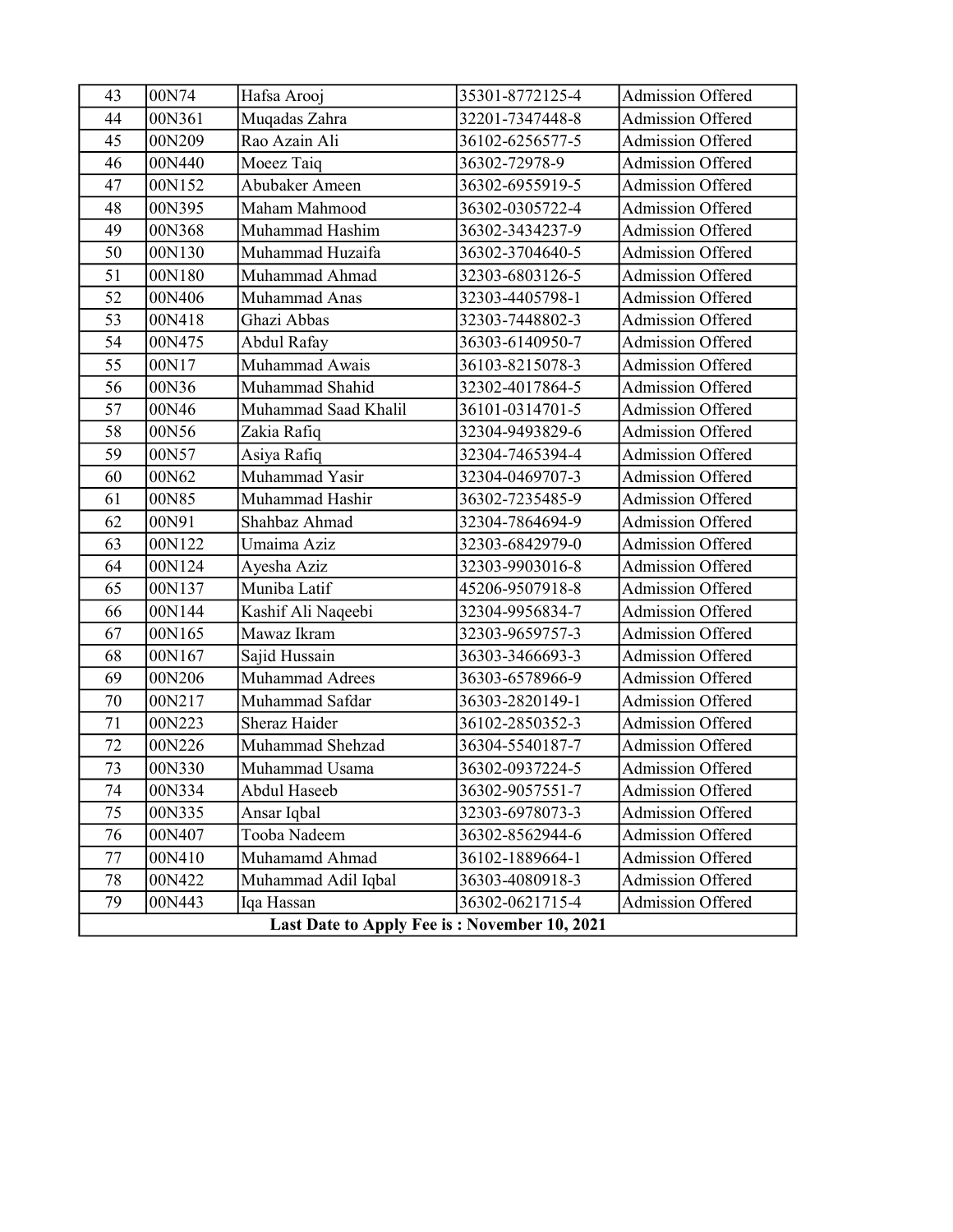| | | | | |
|---|---|---|---|---|
| 43 | 00N74 | Hafsa Arooj | 35301-8772125-4 | Admission Offered |
| 44 | 00N361 | Muqadas Zahra | 32201-7347448-8 | Admission Offered |
| 45 | 00N209 | Rao Azain Ali | 36102-6256577-5 | Admission Offered |
| 46 | 00N440 | Moeez Taiq | 36302-72978-9 | Admission Offered |
| 47 | 00N152 | Abubaker Ameen | 36302-6955919-5 | Admission Offered |
| 48 | 00N395 | Maham Mahmood | 36302-0305722-4 | Admission Offered |
| 49 | 00N368 | Muhammad Hashim | 36302-3434237-9 | Admission Offered |
| 50 | 00N130 | Muhammad Huzaifa | 36302-3704640-5 | Admission Offered |
| 51 | 00N180 | Muhammad Ahmad | 32303-6803126-5 | Admission Offered |
| 52 | 00N406 | Muhammad Anas | 32303-4405798-1 | Admission Offered |
| 53 | 00N418 | Ghazi Abbas | 32303-7448802-3 | Admission Offered |
| 54 | 00N475 | Abdul Rafay | 36303-6140950-7 | Admission Offered |
| 55 | 00N17 | Muhammad Awais | 36103-8215078-3 | Admission Offered |
| 56 | 00N36 | Muhammad Shahid | 32302-4017864-5 | Admission Offered |
| 57 | 00N46 | Muhammad Saad Khalil | 36101-0314701-5 | Admission Offered |
| 58 | 00N56 | Zakia Rafiq | 32304-9493829-6 | Admission Offered |
| 59 | 00N57 | Asiya Rafiq | 32304-7465394-4 | Admission Offered |
| 60 | 00N62 | Muhammad Yasir | 32304-0469707-3 | Admission Offered |
| 61 | 00N85 | Muhammad Hashir | 36302-7235485-9 | Admission Offered |
| 62 | 00N91 | Shahbaz Ahmad | 32304-7864694-9 | Admission Offered |
| 63 | 00N122 | Umaima Aziz | 32303-6842979-0 | Admission Offered |
| 64 | 00N124 | Ayesha Aziz | 32303-9903016-8 | Admission Offered |
| 65 | 00N137 | Muniba Latif | 45206-9507918-8 | Admission Offered |
| 66 | 00N144 | Kashif Ali Naqeebi | 32304-9956834-7 | Admission Offered |
| 67 | 00N165 | Mawaz Ikram | 32303-9659757-3 | Admission Offered |
| 68 | 00N167 | Sajid Hussain | 36303-3466693-3 | Admission Offered |
| 69 | 00N206 | Muhammad Adrees | 36303-6578966-9 | Admission Offered |
| 70 | 00N217 | Muhammad Safdar | 36303-2820149-1 | Admission Offered |
| 71 | 00N223 | Sheraz Haider | 36102-2850352-3 | Admission Offered |
| 72 | 00N226 | Muhammad Shehzad | 36304-5540187-7 | Admission Offered |
| 73 | 00N330 | Muhammad Usama | 36302-0937224-5 | Admission Offered |
| 74 | 00N334 | Abdul Haseeb | 36302-9057551-7 | Admission Offered |
| 75 | 00N335 | Ansar Iqbal | 32303-6978073-3 | Admission Offered |
| 76 | 00N407 | Tooba Nadeem | 36302-8562944-6 | Admission Offered |
| 77 | 00N410 | Muhamamd Ahmad | 36102-1889664-1 | Admission Offered |
| 78 | 00N422 | Muhammad Adil Iqbal | 36303-4080918-3 | Admission Offered |
| 79 | 00N443 | Iqa Hassan | 36302-0621715-4 | Admission Offered |
| **Last Date to Apply Fee is : November 10, 2021** | | | | |